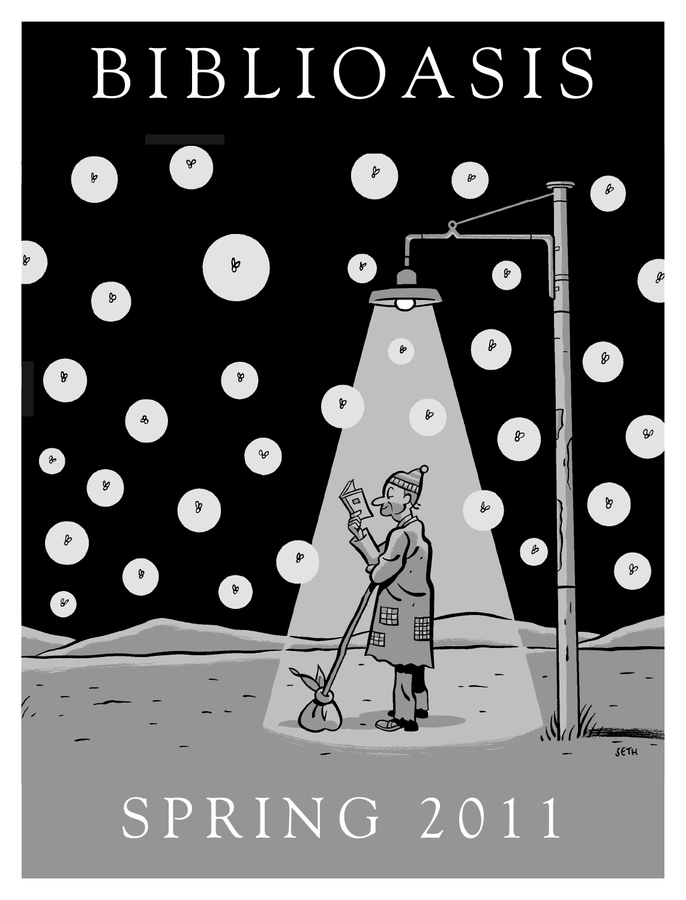# BIBLIOASIS

SETH

## SPRING 2011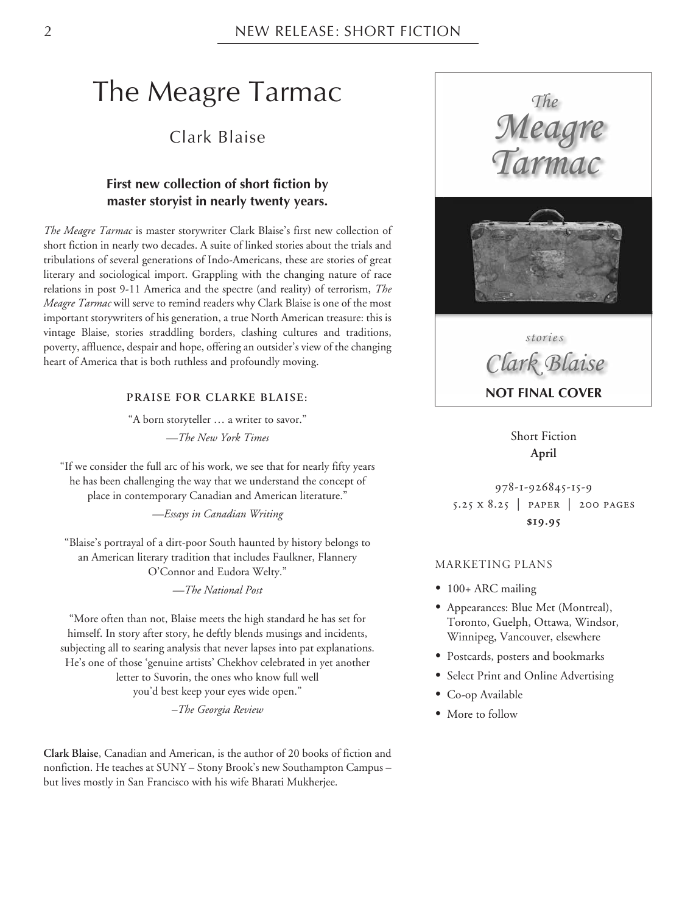NEW RELEASE: SHORT FICTION

# The Meagre Tarmac

## Clark Blaise

**First new collection of short fiction by master storyist in nearly twenty years.**

*The Meagre Tarmac* is master storywriter Clark Blaise's first new collection of short fiction in nearly two decades. A suite of linked stories about the trials and tribulations of several generations of Indo-Americans, these are stories of great literary and sociological import. Grappling with the changing nature of race relations in post 9-11 America and the spectre (and reality) of terrorism, *The Meagre Tarmac* will serve to remind readers why Clark Blaise is one of the most important storywriters of his generation, a true North American treasure: this is vintage Blaise, stories straddling borders, clashing cultures and traditions, poverty, affluence, despair and hope, offering an outsider's view of the changing heart of America that is both ruthless and profoundly moving.

### PRAISE FOR CLARKE BLAISE:

"A born storyteller … a writer to savor."
—*The New York Times*

"If we consider the full arc of his work, we see that for nearly fifty years he has been challenging the way that we understand the concept of place in contemporary Canadian and American literature."
—*Essays in Canadian Writing*

"Blaise's portrayal of a dirt-poor South haunted by history belongs to an American literary tradition that includes Faulkner, Flannery O'Connor and Eudora Welty."
—*The National Post*

"More often than not, Blaise meets the high standard he has set for himself. In story after story, he deftly blends musings and incidents, subjecting all to searing analysis that never lapses into pat explanations. He's one of those 'genuine artists' Chekhov celebrated in yet another letter to Suvorin, the ones who know full well you'd best keep your eyes wide open."
–*The Georgia Review*

**Clark Blaise**, Canadian and American, is the author of 20 books of fiction and nonfiction. He teaches at SUNY – Stony Brook's new Southampton Campus – but lives mostly in San Francisco with his wife Bharati Mukherjee.

*The Meagre Tarmac*

*stories*

*Clark Blaise*

**NOT FINAL COVER**

Short Fiction
**April**

978-1-926845-15-9
5.25 x 8.25 | PAPER | 200 PAGES
**$19.95**

### MARKETING PLANS

- 100+ ARC mailing
- Appearances: Blue Met (Montreal), Toronto, Guelph, Ottawa, Windsor, Winnipeg, Vancouver, elsewhere
- Postcards, posters and bookmarks
- Select Print and Online Advertising
- Co-op Available
- More to follow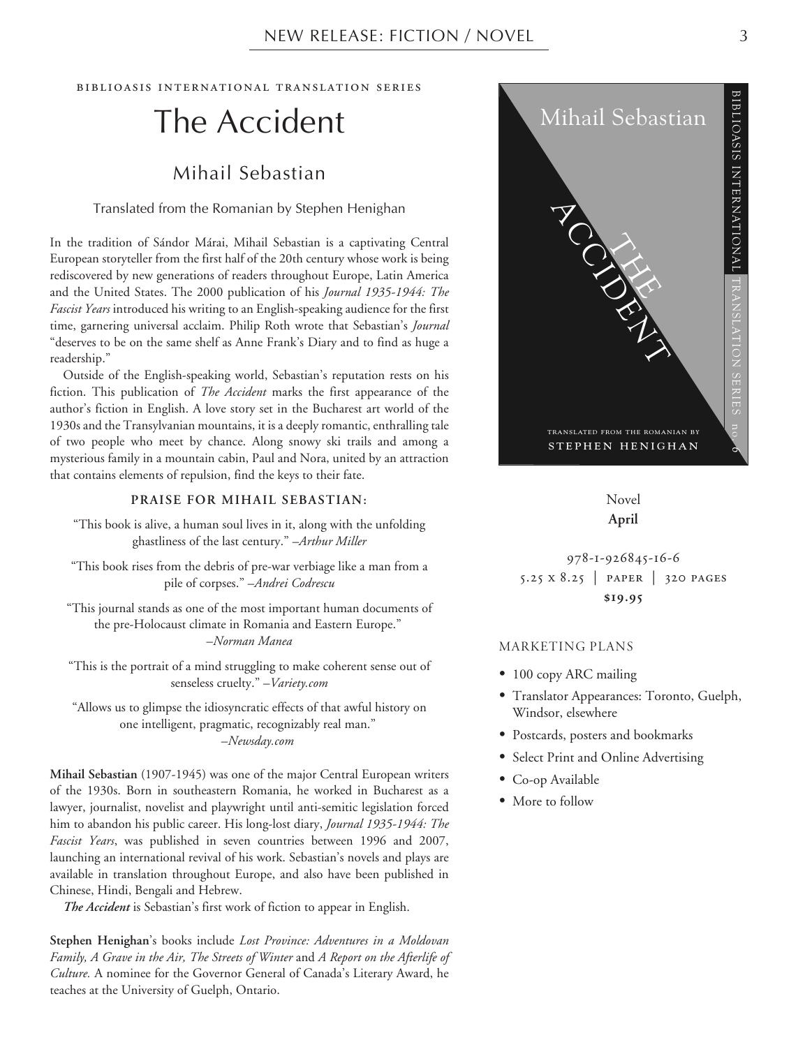BIBLIOASIS INTERNATIONAL TRANSLATION SERIES

# The Accident

## Mihail Sebastian

Translated from the Romanian by Stephen Henighan

In the tradition of Sándor Márai, Mihail Sebastian is a captivating Central European storyteller from the first half of the 20th century whose work is being rediscovered by new generations of readers throughout Europe, Latin America and the United States. The 2000 publication of his *Journal 1935-1944: The Fascist Years* introduced his writing to an English-speaking audience for the first time, garnering universal acclaim. Philip Roth wrote that Sebastian's *Journal* "deserves to be on the same shelf as Anne Frank's Diary and to find as huge a readership."

Outside of the English-speaking world, Sebastian's reputation rests on his fiction. This publication of *The Accident* marks the first appearance of the author's fiction in English. A love story set in the Bucharest art world of the 1930s and the Transylvanian mountains, it is a deeply romantic, enthralling tale of two people who meet by chance. Along snowy ski trails and among a mysterious family in a mountain cabin, Paul and Nora, united by an attraction that contains elements of repulsion, find the keys to their fate.

**PRAISE FOR MIHAIL SEBASTIAN:**

"This book is alive, a human soul lives in it, along with the unfolding ghastliness of the last century." –*Arthur Miller*

"This book rises from the debris of pre-war verbiage like a man from a pile of corpses." –*Andrei Codrescu*

"This journal stands as one of the most important human documents of the pre-Holocaust climate in Romania and Eastern Europe." –*Norman Manea*

"This is the portrait of a mind struggling to make coherent sense out of senseless cruelty." –*Variety.com*

"Allows us to glimpse the idiosyncratic effects of that awful history on one intelligent, pragmatic, recognizably real man." –*Newsday.com*

**Mihail Sebastian** (1907-1945) was one of the major Central European writers of the 1930s. Born in southeastern Romania, he worked in Bucharest as a lawyer, journalist, novelist and playwright until anti-semitic legislation forced him to abandon his public career. His long-lost diary, *Journal 1935-1944: The Fascist Years*, was published in seven countries between 1996 and 2007, launching an international revival of his work. Sebastian's novels and plays are available in translation throughout Europe, and also have been published in Chinese, Hindi, Bengali and Hebrew.

***The Accident*** is Sebastian's first work of fiction to appear in English.

**Stephen Henighan**'s books include *Lost Province: Adventures in a Moldovan Family, A Grave in the Air, The Streets of Winter* and *A Report on the Afterlife of Culture*. A nominee for the Governor General of Canada's Literary Award, he teaches at the University of Guelph, Ontario.

Mihail Sebastian

THE ACCIDENT

TRANSLATED FROM THE ROMANIAN BY STEPHEN HENIGHAN

BIBLIOASIS INTERNATIONAL TRANSLATION SERIES no. 6

Novel
**April**

978-1-926845-16-6
5.25 x 8.25 | PAPER | 320 PAGES
**$19.95**

MARKETING PLANS

- 100 copy ARC mailing
- Translator Appearances: Toronto, Guelph, Windsor, elsewhere
- Postcards, posters and bookmarks
- Select Print and Online Advertising
- Co-op Available
- More to follow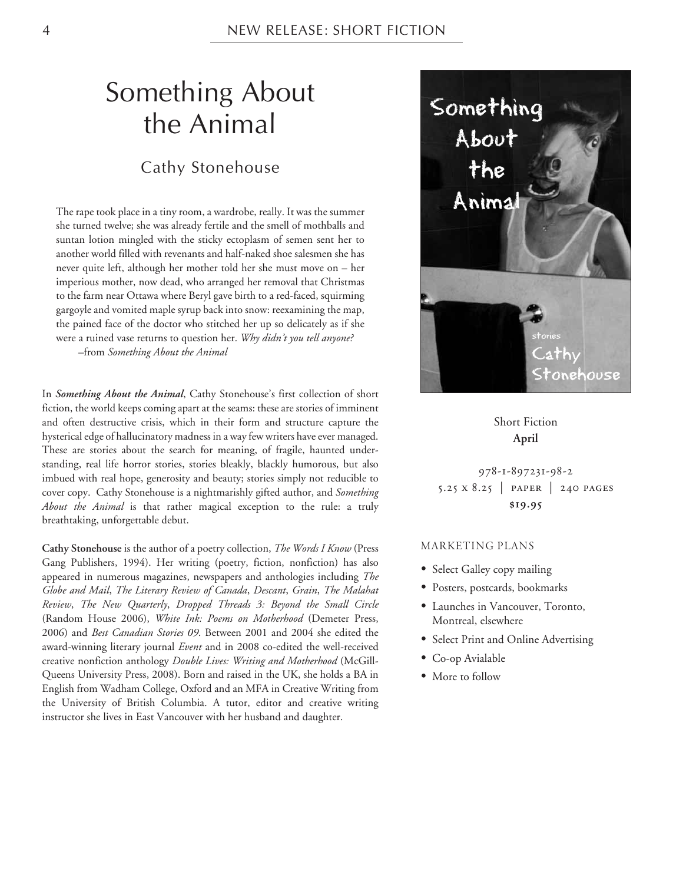# Something About the Animal

## Cathy Stonehouse

> The rape took place in a tiny room, a wardrobe, really. It was the summer she turned twelve; she was already fertile and the smell of mothballs and suntan lotion mingled with the sticky ectoplasm of semen sent her to another world filled with revenants and half-naked shoe salesmen she has never quite left, although her mother told her she must move on – her imperious mother, now dead, who arranged her removal that Christmas to the farm near Ottawa where Beryl gave birth to a red-faced, squirming gargoyle and vomited maple syrup back into snow: reexamining the map, the pained face of the doctor who stitched her up so delicately as if she were a ruined vase returns to question her. *Why didn't you tell anyone?*
>
> –from *Something About the Animal*

In ***Something About the Animal***, Cathy Stonehouse's first collection of short fiction, the world keeps coming apart at the seams: these are stories of imminent and often destructive crisis, which in their form and structure capture the hysterical edge of hallucinatory madness in a way few writers have ever managed. These are stories about the search for meaning, of fragile, haunted understanding, real life horror stories, stories bleakly, blackly humorous, but also imbued with real hope, generosity and beauty; stories simply not reducible to cover copy. Cathy Stonehouse is a nightmarishly gifted author, and *Something About the Animal* is that rather magical exception to the rule: a truly breathtaking, unforgettable debut.

**Cathy Stonehouse** is the author of a poetry collection, *The Words I Know* (Press Gang Publishers, 1994). Her writing (poetry, fiction, nonfiction) has also appeared in numerous magazines, newspapers and anthologies including *The Globe and Mail*, *The Literary Review of Canada*, *Descant*, *Grain*, *The Malahat Review*, *The New Quarterly*, *Dropped Threads 3: Beyond the Small Circle* (Random House 2006), *White Ink: Poems on Motherhood* (Demeter Press, 2006) and *Best Canadian Stories 09*. Between 2001 and 2004 she edited the award-winning literary journal *Event* and in 2008 co-edited the well-received creative nonfiction anthology *Double Lives: Writing and Motherhood* (McGill-Queens University Press, 2008). Born and raised in the UK, she holds a BA in English from Wadham College, Oxford and an MFA in Creative Writing from the University of British Columbia. A tutor, editor and creative writing instructor she lives in East Vancouver with her husband and daughter.

Short Fiction
**April**

978-1-897231-98-2
5.25 x 8.25 | paper | 240 pages
**$19.95**

MARKETING PLANS

- Select Galley copy mailing
- Posters, postcards, bookmarks
- Launches in Vancouver, Toronto, Montreal, elsewhere
- Select Print and Online Advertising
- Co-op Avialable
- More to follow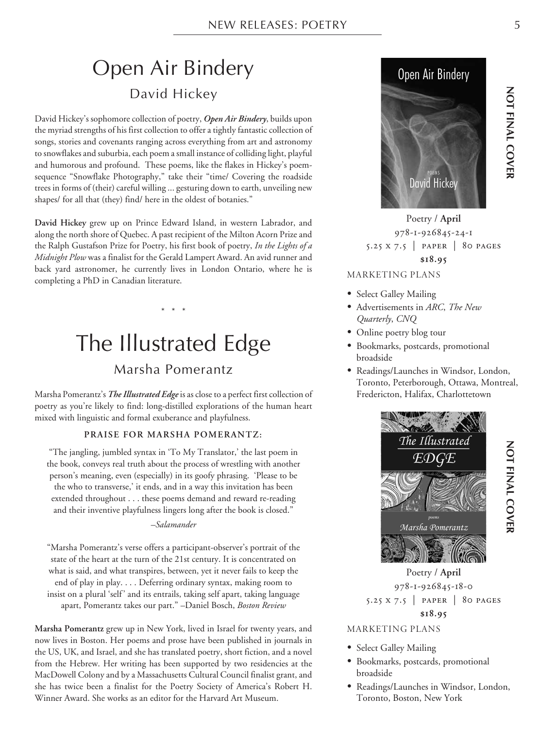# Open Air Bindery

## David Hickey

David Hickey's sophomore collection of poetry, ***Open Air Bindery***, builds upon the myriad strengths of his first collection to offer a tightly fantastic collection of songs, stories and covenants ranging across everything from art and astronomy to snowflakes and suburbia, each poem a small instance of colliding light, playful and humorous and profound. These poems, like the flakes in Hickey's poem-sequence "Snowflake Photography," take their "time/ Covering the roadside trees in forms of (their) careful willing ... gesturing down to earth, unveiling new shapes/ for all that (they) find/ here in the oldest of botanies."

**David Hickey** grew up on Prince Edward Island, in western Labrador, and along the north shore of Quebec. A past recipient of the Milton Acorn Prize and the Ralph Gustafson Prize for Poetry, his first book of poetry, *In the Lights of a Midnight Plow* was a finalist for the Gerald Lampert Award. An avid runner and back yard astronomer, he currently lives in London Ontario, where he is completing a PhD in Canadian literature.

NOT FINAL COVER

Poetry / **April**
978-1-926845-24-1
5.25 x 7.5 | PAPER | 80 PAGES
**$18.95**

MARKETING PLANS

- Select Galley Mailing
- Advertisements in *ARC*, *The New Quarterly*, *CNQ*
- Online poetry blog tour
- Bookmarks, postcards, promotional broadside
- Readings/Launches in Windsor, London, Toronto, Peterborough, Ottawa, Montreal, Fredericton, Halifax, Charlottetown

\* \* \*

# The Illustrated Edge

## Marsha Pomerantz

Marsha Pomerantz's ***The Illustrated Edge*** is as close to a perfect first collection of poetry as you're likely to find: long-distilled explorations of the human heart mixed with linguistic and formal exuberance and playfulness.

**PRAISE FOR MARSHA POMERANTZ:**

"The jangling, jumbled syntax in 'To My Translator,' the last poem in the book, conveys real truth about the process of wrestling with another person's meaning, even (especially) in its goofy phrasing. 'Please to be the who to transverse,' it ends, and in a way this invitation has been extended throughout . . . these poems demand and reward re-reading and their inventive playfulness lingers long after the book is closed."

–*Salamander*

"Marsha Pomerantz's verse offers a participant-observer's portrait of the state of the heart at the turn of the 21st century. It is concentrated on what is said, and what transpires, between, yet it never fails to keep the end of play in play. . . . Deferring ordinary syntax, making room to insist on a plural 'self' and its entrails, taking self apart, taking language apart, Pomerantz takes our part." –Daniel Bosch, *Boston Review*

**Marsha Pomerantz** grew up in New York, lived in Israel for twenty years, and now lives in Boston. Her poems and prose have been published in journals in the US, UK, and Israel, and she has translated poetry, short fiction, and a novel from the Hebrew. Her writing has been supported by two residencies at the MacDowell Colony and by a Massachusetts Cultural Council finalist grant, and she has twice been a finalist for the Poetry Society of America's Robert H. Winner Award. She works as an editor for the Harvard Art Museum.

NOT FINAL COVER

Poetry / **April**
978-1-926845-18-0
5.25 x 7.5 | PAPER | 80 PAGES
**$18.95**

MARKETING PLANS

- Select Galley Mailing
- Bookmarks, postcards, promotional broadside
- Readings/Launches in Windsor, London, Toronto, Boston, New York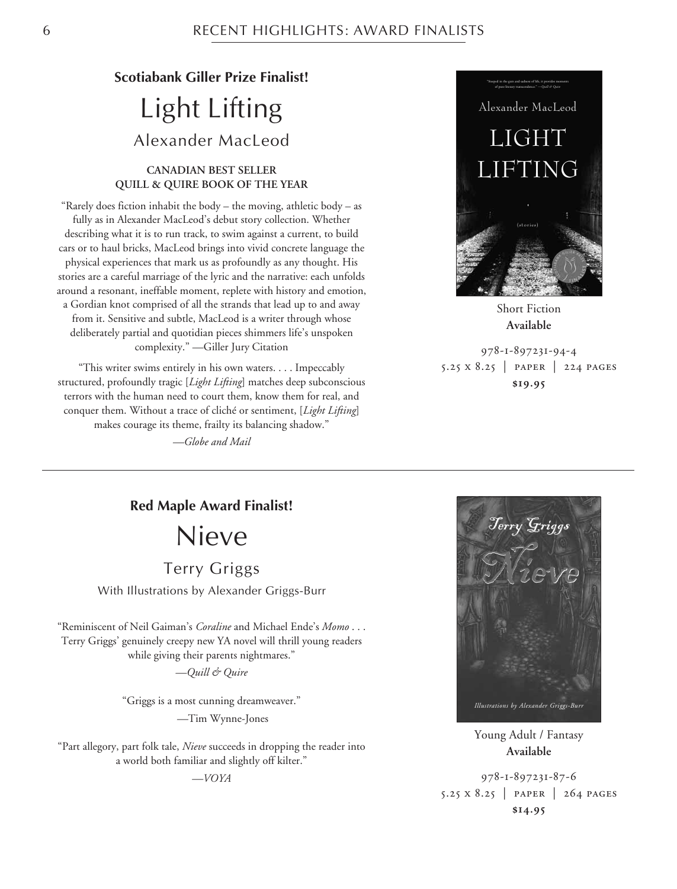**Scotiabank Giller Prize Finalist!**

# Light Lifting

## Alexander MacLeod

**CANADIAN BEST SELLER**
**QUILL & QUIRE BOOK OF THE YEAR**

"Rarely does fiction inhabit the body – the moving, athletic body – as fully as in Alexander MacLeod's debut story collection. Whether describing what it is to run track, to swim against a current, to build cars or to haul bricks, MacLeod brings into vivid concrete language the physical experiences that mark us as profoundly as any thought. His stories are a careful marriage of the lyric and the narrative: each unfolds around a resonant, ineffable moment, replete with history and emotion, a Gordian knot comprised of all the strands that lead up to and away from it. Sensitive and subtle, MacLeod is a writer through whose deliberately partial and quotidian pieces shimmers life's unspoken complexity." —Giller Jury Citation

"This writer swims entirely in his own waters. . . . Impeccably structured, profoundly tragic [*Light Lifting*] matches deep subconscious terrors with the human need to court them, know them for real, and conquer them. Without a trace of cliché or sentiment, [*Light Lifting*] makes courage its theme, frailty its balancing shadow."

—*Globe and Mail*

Short Fiction
**Available**

978-1-897231-94-4
5.25 x 8.25 | PAPER | 224 PAGES
**$19.95**

---

**Red Maple Award Finalist!**

# Nieve

## Terry Griggs

With Illustrations by Alexander Griggs-Burr

"Reminiscent of Neil Gaiman's *Coraline* and Michael Ende's *Momo* . . . Terry Griggs' genuinely creepy new YA novel will thrill young readers while giving their parents nightmares."

—*Quill & Quire*

"Griggs is a most cunning dreamweaver."

—Tim Wynne-Jones

"Part allegory, part folk tale, *Nieve* succeeds in dropping the reader into a world both familiar and slightly off kilter."

—*VOYA*

Young Adult / Fantasy
**Available**

978-1-897231-87-6
5.25 x 8.25 | PAPER | 264 PAGES
**$14.95**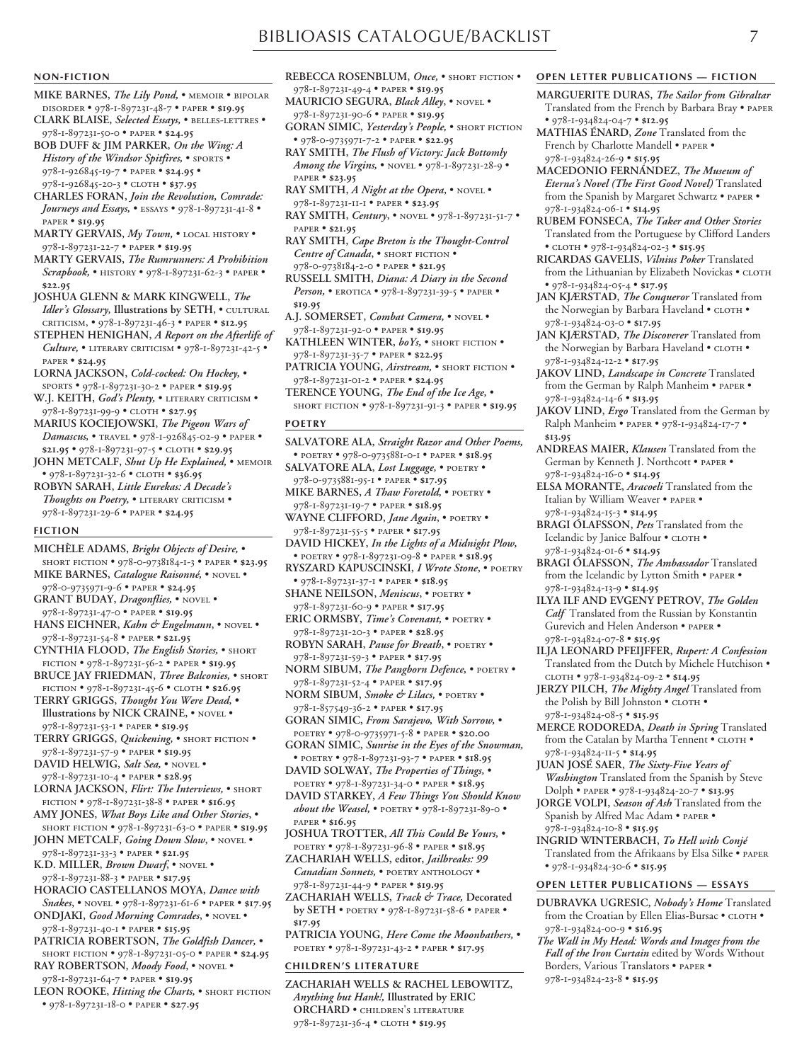## NON-FICTION

**MIKE BARNES**, *The Lily Pond*, • MEMOIR • BIPOLAR DISORDER • 978-1-897231-48-7 • PAPER • **$19.95**

**CLARK BLAISE**, *Selected Essays*, • BELLES-LETTRES • 978-1-897231-50-0 • PAPER • **$24.95**

**BOB DUFF & JIM PARKER**, *On the Wing: A History of the Windsor Spitfires*, • SPORTS • 978-1-926845-19-7 • PAPER • **$24.95** • 978-1-926845-20-3 • CLOTH • **$37.95**

**CHARLES FORAN**, *Join the Revolution, Comrade: Journeys and Essays*, • ESSAYS • 978-1-897231-41-8 • PAPER • **$19.95**

**MARTY GERVAIS**, *My Town*, • LOCAL HISTORY • 978-1-897231-22-7 • PAPER • **$19.95**

**MARTY GERVAIS**, *The Rumrunners: A Prohibition Scrapbook*, • HISTORY • 978-1-897231-62-3 • PAPER • **$22.95**

**JOSHUA GLENN & MARK KINGWELL**, *The Idler's Glossary*, **Illustrations by SETH**, • CULTURAL CRITICISM, • 978-1-897231-46-3 • PAPER • **$12.95**

**STEPHEN HENIGHAN**, *A Report on the Afterlife of Culture*, • LITERARY CRITICISM • 978-1-897231-42-5 • PAPER • **$24.95**

**LORNA JACKSON**, *Cold-cocked: On Hockey*, • SPORTS • 978-1-897231-30-2 • PAPER • **$19.95**

**W.J. KEITH**, *God's Plenty*, • LITERARY CRITICISM • 978-1-897231-99-9 • CLOTH • **$27.95**

**MARIUS KOCIEJOWSKI**, *The Pigeon Wars of Damascus*, • TRAVEL • 978-1-926845-02-9 • PAPER • **$21.95** • 978-1-897231-97-5 • CLOTH • **$29.95**

**JOHN METCALF**, *Shut Up He Explained*, • MEMOIR • 978-1-897231-32-6 • CLOTH • **$36.95**

**ROBYN SARAH**, *Little Eurekas: A Decade's Thoughts on Poetry*, • LITERARY CRITICISM • 978-1-897231-29-6 • PAPER • **$24.95**

## FICTION

**MICHÈLE ADAMS**, *Bright Objects of Desire*, • SHORT FICTION • 978-0-9738184-1-3 • PAPER • **$23.95**

**MIKE BARNES**, *Catalogue Raisonné*, • NOVEL • 978-0-9735971-9-6 • PAPER • **$24.95**

**GRANT BUDAY**, *Dragonflies*, • NOVEL • 978-1-897231-47-0 • PAPER • **$19.95**

**HANS EICHNER**, *Kahn & Engelmann*, • NOVEL • 978-1-897231-54-8 • PAPER • **$21.95**

**CYNTHIA FLOOD**, *The English Stories*, • SHORT FICTION • 978-1-897231-56-2 • PAPER • **$19.95**

**BRUCE JAY FRIEDMAN**, *Three Balconies*, • SHORT FICTION • 978-1-897231-45-6 • CLOTH • **$26.95**

**TERRY GRIGGS**, *Thought You Were Dead*, • **Illustrations by NICK CRAINE**, • NOVEL • 978-1-897231-53-1 • PAPER • **$19.95**

**TERRY GRIGGS**, *Quickening*, • SHORT FICTION • 978-1-897231-57-9 • PAPER • **$19.95**

**DAVID HELWIG**, *Salt Sea*, • NOVEL • 978-1-897231-10-4 • PAPER • **$28.95**

**LORNA JACKSON**, *Flirt: The Interviews*, • SHORT FICTION • 978-1-897231-38-8 • PAPER • **$16.95**

**AMY JONES**, *What Boys Like and Other Stories*, • SHORT FICTION • 978-1-897231-63-0 • PAPER • **$19.95**

**JOHN METCALF**, *Going Down Slow*, • NOVEL • 978-1-897231-33-3 • PAPER • **$21.95**

**K.D. MILLER**, *Brown Dwarf*, • NOVEL • 978-1-897231-88-3 • PAPER • **$17.95**

**HORACIO CASTELLANOS MOYA**, *Dance with Snakes*, • NOVEL • 978-1-897231-61-6 • PAPER • **$17.95**

**ONDJAKI**, *Good Morning Comrades*, • NOVEL • 978-1-897231-40-1 • PAPER • **$15.95**

**PATRICIA ROBERTSON**, *The Goldfish Dancer*, • SHORT FICTION • 978-1-897231-05-0 • PAPER • **$24.95**

**RAY ROBERTSON**, *Moody Food*, • NOVEL • 978-1-897231-64-7 • PAPER • **$19.95**

**LEON ROOKE**, *Hitting the Charts*, • SHORT FICTION • 978-1-897231-18-0 • PAPER • **$27.95**

**REBECCA ROSENBLUM**, *Once*, • SHORT FICTION • 978-1-897231-49-4 • PAPER • **$19.95**

**MAURICIO SEGURA**, *Black Alley*, • NOVEL • 978-1-897231-90-6 • PAPER • **$19.95**

**GORAN SIMIC**, *Yesterday's People*, • SHORT FICTION • 978-0-9735971-7-2 • PAPER • **$22.95**

**RAY SMITH**, *The Flush of Victory: Jack Bottomly Among the Virgins*, • NOVEL • 978-1-897231-28-9 • PAPER • **$23.95**

**RAY SMITH**, *A Night at the Opera*, • NOVEL • 978-1-897231-11-1 • PAPER • **$23.95**

**RAY SMITH**, *Century*, • NOVEL • 978-1-897231-51-7 • PAPER • **$21.95**

**RAY SMITH**, *Cape Breton is the Thought-Control Centre of Canada*, • SHORT FICTION • 978-0-9738184-2-0 • PAPER • **$21.95**

**RUSSELL SMITH**, *Diana: A Diary in the Second Person*, • EROTICA • 978-1-897231-39-5 • PAPER • **$19.95**

**A.J. SOMERSET**, *Combat Camera*, • NOVEL • 978-1-897231-92-0 • PAPER • **$19.95**

**KATHLEEN WINTER**, *boYs*, • SHORT FICTION • 978-1-897231-35-7 • PAPER • **$22.95**

**PATRICIA YOUNG**, *Airstream*, • SHORT FICTION • 978-1-897231-01-2 • PAPER • **$24.95**

**TERENCE YOUNG**, *The End of the Ice Age*, • SHORT FICTION • 978-1-897231-91-3 • PAPER • **$19.95**

## POETRY

**SALVATORE ALA**, *Straight Razor and Other Poems*, • POETRY • 978-0-9735881-0-1 • PAPER • **$18.95**

**SALVATORE ALA**, *Lost Luggage*, • POETRY • 978-0-9735881-95-1 • PAPER • **$17.95**

**MIKE BARNES**, *A Thaw Foretold*, • POETRY • 978-1-897231-19-7 • PAPER • **$18.95**

**WAYNE CLIFFORD**, *Jane Again*, • POETRY • 978-1-897231-55-5 • PAPER • **$17.95**

**DAVID HICKEY**, *In the Lights of a Midnight Plow*, • POETRY • 978-1-897231-09-8 • PAPER • **$18.95**

**RYSZARD KAPUSCINSKI**, *I Wrote Stone*, • POETRY • 978-1-897231-37-1 • PAPER • **$18.95**

**SHANE NEILSON**, *Meniscus*, • POETRY • 978-1-897231-60-9 • PAPER • **$17.95**

**ERIC ORMSBY**, *Time's Covenant*, • POETRY • 978-1-897231-20-3 • PAPER • **$28.95**

**ROBYN SARAH**, *Pause for Breath*, • POETRY • 978-1-897231-59-3 • PAPER • **$17.95**

**NORM SIBUM**, *The Pangborn Defence*, • POETRY • 978-1-897231-52-4 • PAPER • **$17.95**

**NORM SIBUM**, *Smoke & Lilacs*, • POETRY • 978-1-857549-36-2 • PAPER • **$17.95**

**GORAN SIMIC**, *From Sarajevo, With Sorrow*, • POETRY • 978-0-9735971-5-8 • PAPER • **$20.00**

**GORAN SIMIC**, *Sunrise in the Eyes of the Snowman*, • POETRY • 978-1-897231-93-7 • PAPER • **$18.95**

**DAVID SOLWAY**, *The Properties of Things*, • POETRY • 978-1-897231-34-0 • PAPER • **$18.95**

**DAVID STARKEY**, *A Few Things You Should Know about the Weasel*, • POETRY • 978-1-897231-89-0 • PAPER • **$16.95**

**JOSHUA TROTTER**, *All This Could Be Yours*, • POETRY • 978-1-897231-96-8 • PAPER • **$18.95**

**ZACHARIAH WELLS, editor**, *Jailbreaks: 99 Canadian Sonnets*, • POETRY ANTHOLOGY • 978-1-897231-44-9 • PAPER • **$19.95**

**ZACHARIAH WELLS**, *Track & Trace*, **Decorated by SETH** • POETRY • 978-1-897231-58-6 • PAPER • **$17.95**

**PATRICIA YOUNG**, *Here Come the Moonbathers*, • POETRY • 978-1-897231-43-2 • PAPER • **$17.95**

## CHILDREN'S LITERATURE

**ZACHARIAH WELLS & RACHEL LEBOWITZ**, *Anything but Hank!*, **Illustrated by ERIC ORCHARD** • CHILDREN'S LITERATURE 978-1-897231-36-4 • CLOTH • **$19.95**

## OPEN LETTER PUBLICATIONS — FICTION

**MARGUERITE DURAS**, *The Sailor from Gibraltar* Translated from the French by Barbara Bray • PAPER • 978-1-934824-04-7 • **$12.95**

**MATHIAS ÉNARD**, *Zone* Translated from the French by Charlotte Mandell • PAPER • 978-1-934824-26-9 • **$15.95**

**MACEDONIO FERNÁNDEZ**, *The Museum of Eterna's Novel (The First Good Novel)* Translated from the Spanish by Margaret Schwartz • PAPER • 978-1-934824-06-1 • **$14.95**

**RUBEM FONSECA**, *The Taker and Other Stories* Translated from the Portuguese by Clifford Landers • CLOTH • 978-1-934824-02-3 • **$15.95**

**RICARDAS GAVELIS**, *Vilnius Poker* Translated from the Lithuanian by Elizabeth Novickas • CLOTH • 978-1-934824-05-4 • **$17.95**

**JAN KJÆRSTAD**, *The Conqueror* Translated from the Norwegian by Barbara Haveland • CLOTH • 978-1-934824-03-0 • **$17.95**

**JAN KJÆRSTAD**, *The Discoverer* Translated from the Norwegian by Barbara Haveland • CLOTH • 978-1-934824-12-2 • **$17.95**

**JAKOV LIND**, *Landscape in Concrete* Translated from the German by Ralph Manheim • PAPER • 978-1-934824-14-6 • **$13.95**

**JAKOV LIND**, *Ergo* Translated from the German by Ralph Manheim • PAPER • 978-1-934824-17-7 • **$13.95**

**ANDREAS MAIER**, *Klausen* Translated from the German by Kenneth J. Northcott • PAPER • 978-1-934824-16-0 • **$14.95**

**ELSA MORANTE**, *Aracoeli* Translated from the Italian by William Weaver • PAPER • 978-1-934824-15-3 • **$14.95**

**BRAGI ÓLAFSSON**, *Pets* Translated from the Icelandic by Janice Balfour • CLOTH • 978-1-934824-01-6 • **$14.95**

**BRAGI ÓLAFSSON**, *The Ambassador* Translated from the Icelandic by Lytton Smith • PAPER • 978-1-934824-13-9 • **$14.95**

**ILYA ILF AND EVGENY PETROV**, *The Golden Calf* Translated from the Russian by Konstantin Gurevich and Helen Anderson • PAPER • 978-1-934824-07-8 • **$15.95**

**ILJA LEONARD PFEIJFFER**, *Rupert: A Confession* Translated from the Dutch by Michele Hutchison • CLOTH • 978-1-934824-09-2 • **$14.95**

**JERZY PILCH**, *The Mighty Angel* Translated from the Polish by Bill Johnston • CLOTH • 978-1-934824-08-5 • **$15.95**

**MERCE RODOREDA**, *Death in Spring* Translated from the Catalan by Martha Tennent • CLOTH • 978-1-934824-11-5 • **$14.95**

**JUAN JOSÉ SAER**, *The Sixty-Five Years of Washington* Translated from the Spanish by Steve Dolph • PAPER • 978-1-934824-20-7 • **$13.95**

**JORGE VOLPI**, *Season of Ash* Translated from the Spanish by Alfred Mac Adam • PAPER • 978-1-934824-10-8 • **$15.95**

**INGRID WINTERBACH**, *To Hell with Conjé* Translated from the Afrikaans by Elsa Silke • PAPER • 978-1-934824-30-6 • **$15.95**

## OPEN LETTER PUBLICATIONS — ESSAYS

**DUBRAVKA UGRESIC**, *Nobody's Home* Translated from the Croatian by Ellen Elias-Bursac • CLOTH • 978-1-934824-00-9 • **$16.95**

*The Wall in My Head: Words and Images from the Fall of the Iron Curtain* edited by Words Without Borders, Various Translators • PAPER • 978-1-934824-23-8 • **$15.95**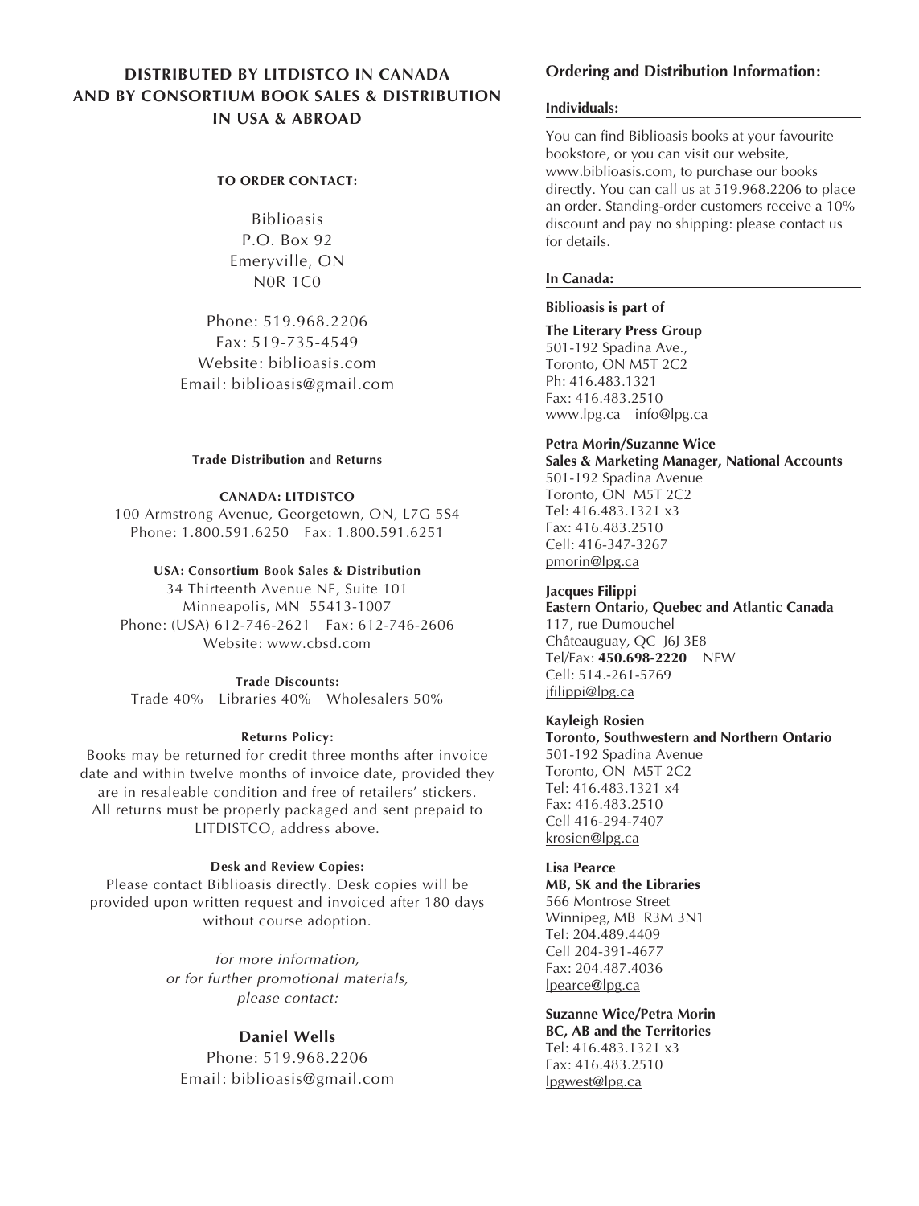## DISTRIBUTED BY LITDISTCO IN CANADA AND BY CONSORTIUM BOOK SALES & DISTRIBUTION IN USA & ABROAD

**TO ORDER CONTACT:**

Biblioasis
P.O. Box 92
Emeryville, ON
N0R 1C0

Phone: 519.968.2206
Fax: 519-735-4549
Website: biblioasis.com
Email: biblioasis@gmail.com

**Trade Distribution and Returns**

**CANADA: LITDISTCO**
100 Armstrong Avenue, Georgetown, ON, L7G 5S4
Phone: 1.800.591.6250 Fax: 1.800.591.6251

**USA: Consortium Book Sales & Distribution**
34 Thirteenth Avenue NE, Suite 101
Minneapolis, MN 55413-1007
Phone: (USA) 612-746-2621 Fax: 612-746-2606
Website: www.cbsd.com

**Trade Discounts:**
Trade 40% Libraries 40% Wholesalers 50%

**Returns Policy:**
Books may be returned for credit three months after invoice date and within twelve months of invoice date, provided they are in resaleable condition and free of retailers' stickers. All returns must be properly packaged and sent prepaid to LITDISTCO, address above.

**Desk and Review Copies:**
Please contact Biblioasis directly. Desk copies will be provided upon written request and invoiced after 180 days without course adoption.

*for more information, or for further promotional materials, please contact:*

**Daniel Wells**
Phone: 519.968.2206
Email: biblioasis@gmail.com

### Ordering and Distribution Information:

**Individuals:**

You can find Biblioasis books at your favourite bookstore, or you can visit our website, www.biblioasis.com, to purchase our books directly. You can call us at 519.968.2206 to place an order. Standing-order customers receive a 10% discount and pay no shipping: please contact us for details.

**In Canada:**

**Biblioasis is part of**

**The Literary Press Group**
501-192 Spadina Ave.,
Toronto, ON M5T 2C2
Ph: 416.483.1321
Fax: 416.483.2510
www.lpg.ca info@lpg.ca

**Petra Morin/Suzanne Wice**
**Sales & Marketing Manager, National Accounts**
501-192 Spadina Avenue
Toronto, ON M5T 2C2
Tel: 416.483.1321 x3
Fax: 416.483.2510
Cell: 416-347-3267
pmorin@lpg.ca

**Jacques Filippi**
**Eastern Ontario, Quebec and Atlantic Canada**
117, rue Dumouchel
Châteauguay, QC J6J 3E8
Tel/Fax: **450.698-2220** NEW
Cell: 514.-261-5769
jfilippi@lpg.ca

**Kayleigh Rosien**
**Toronto, Southwestern and Northern Ontario**
501-192 Spadina Avenue
Toronto, ON M5T 2C2
Tel: 416.483.1321 x4
Fax: 416.483.2510
Cell 416-294-7407
krosien@lpg.ca

**Lisa Pearce**
**MB, SK and the Libraries**
566 Montrose Street
Winnipeg, MB R3M 3N1
Tel: 204.489.4409
Cell 204-391-4677
Fax: 204.487.4036
lpearce@lpg.ca

**Suzanne Wice/Petra Morin**
**BC, AB and the Territories**
Tel: 416.483.1321 x3
Fax: 416.483.2510
lpgwest@lpg.ca